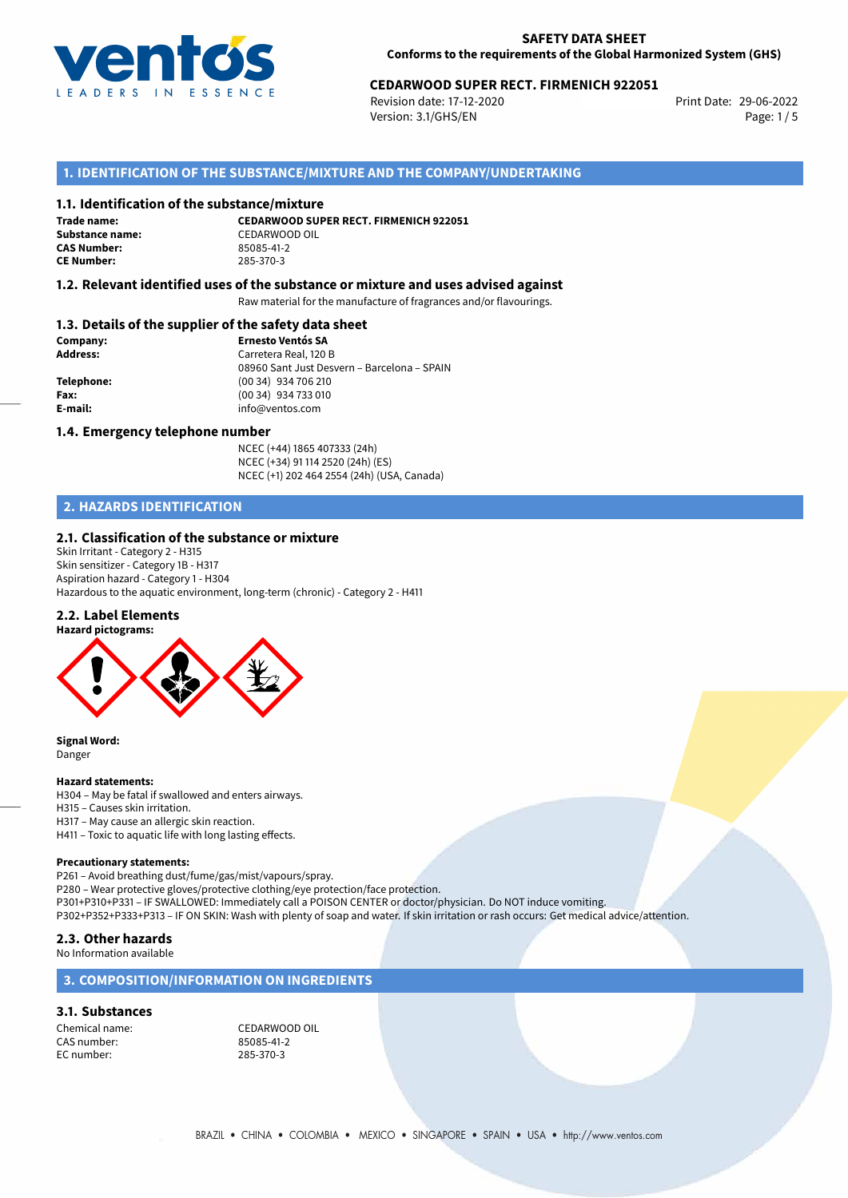**SAFETY DATA SHEET**
**Conforms to the requirements of the Global Harmonized System (GHS)**

**CEDARWOOD SUPER RECT. FIRMENICH 922051**
Revision date: 17-12-2020
Version: 3.1/GHS/EN
Print Date: 29-06-2022

## 1. IDENTIFICATION OF THE SUBSTANCE/MIXTURE AND THE COMPANY/UNDERTAKING

### 1.1. Identification of the substance/mixture

**Trade name:** **CEDARWOOD SUPER RECT. FIRMENICH 922051**
**Substance name:** CEDARWOOD OIL
**CAS Number:** 85085-41-2
**CE Number:** 285-370-3

### 1.2. Relevant identified uses of the substance or mixture and uses advised against

Raw material for the manufacture of fragrances and/or flavourings.

### 1.3. Details of the supplier of the safety data sheet

**Company:** **Ernesto Ventós SA**
**Address:** Carretera Real, 120 B
08960 Sant Just Desvern – Barcelona – SPAIN
**Telephone:** (00 34) 934 706 210
**Fax:** (00 34) 934 733 010
**E-mail:** info@ventos.com

### 1.4. Emergency telephone number

NCEC (+44) 1865 407333 (24h)
NCEC (+34) 91 114 2520 (24h) (ES)
NCEC (+1) 202 464 2554 (24h) (USA, Canada)

## 2. HAZARDS IDENTIFICATION

### 2.1. Classification of the substance or mixture

Skin Irritant - Category 2 - H315
Skin sensitizer - Category 1B - H317
Aspiration hazard - Category 1 - H304
Hazardous to the aquatic environment, long-term (chronic) - Category 2 - H411

### 2.2. Label Elements

**Hazard pictograms:**

**Signal Word:**
Danger

**Hazard statements:**
H304 – May be fatal if swallowed and enters airways.
H315 – Causes skin irritation.
H317 – May cause an allergic skin reaction.
H411 – Toxic to aquatic life with long lasting effects.

**Precautionary statements:**
P261 – Avoid breathing dust/fume/gas/mist/vapours/spray.
P280 – Wear protective gloves/protective clothing/eye protection/face protection.
P301+P310+P331 – IF SWALLOWED: Immediately call a POISON CENTER or doctor/physician. Do NOT induce vomiting.
P302+P352+P333+P313 – IF ON SKIN: Wash with plenty of soap and water. If skin irritation or rash occurs: Get medical advice/attention.

### 2.3. Other hazards

No Information available

## 3. COMPOSITION/INFORMATION ON INGREDIENTS

### 3.1. Substances

Chemical name: CEDARWOOD OIL
CAS number: 85085-41-2
EC number: 285-370-3

BRAZIL • CHINA • COLOMBIA • MEXICO • SINGAPORE • SPAIN • USA • http://www.ventos.com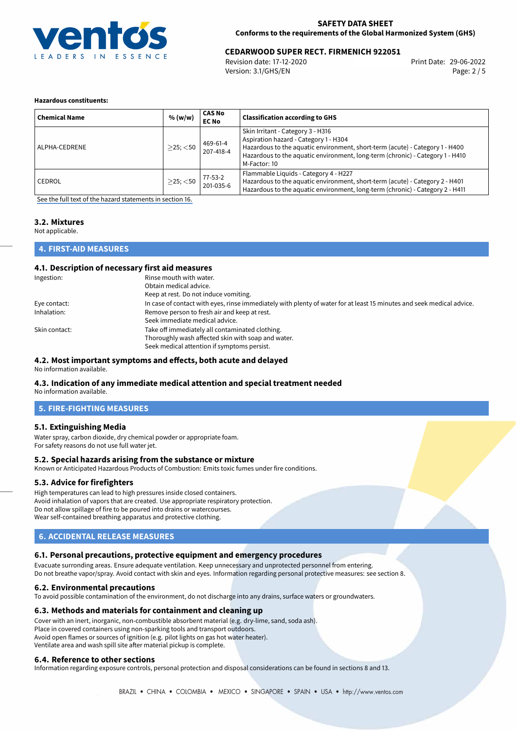**Hazardous constituents:**

| Chemical Name | % (w/w) | CAS No<br>EC No | Classification according to GHS |
|---|---|---|---|
| ALPHA-CEDRENE | $\geq$25; $<$50 | 469-61-4<br>207-418-4 | Skin Irritant - Category 3 - H316<br>Aspiration hazard - Category 1 - H304<br>Hazardous to the aquatic environment, short-term (acute) - Category 1 - H400<br>Hazardous to the aquatic environment, long-term (chronic) - Category 1 - H410<br>M-Factor: 10 |
| CEDROL | $\geq$25; $<$50 | 77-53-2<br>201-035-6 | Flammable Liquids - Category 4 - H227<br>Hazardous to the aquatic environment, short-term (acute) - Category 2 - H401<br>Hazardous to the aquatic environment, long-term (chronic) - Category 2 - H411 |

See the full text of the hazard statements in section 16.

### 3.2. Mixtures

Not applicable.

## 4. FIRST-AID MEASURES

### 4.1. Description of necessary first aid measures

Ingestion: Rinse mouth with water.
Obtain medical advice.
Keep at rest. Do not induce vomiting.

Eye contact: In case of contact with eyes, rinse immediately with plenty of water for at least 15 minutes and seek medical advice.

Inhalation: Remove person to fresh air and keep at rest.
Seek immediate medical advice.

Skin contact: Take off immediately all contaminated clothing.
Thoroughly wash affected skin with soap and water.
Seek medical attention if symptoms persist.

### 4.2. Most important symptoms and effects, both acute and delayed

No information available.

### 4.3. Indication of any immediate medical attention and special treatment needed

No information available.

## 5. FIRE-FIGHTING MEASURES

### 5.1. Extinguishing Media

Water spray, carbon dioxide, dry chemical powder or appropriate foam.
For safety reasons do not use full water jet.

### 5.2. Special hazards arising from the substance or mixture

Known or Anticipated Hazardous Products of Combustion: Emits toxic fumes under fire conditions.

### 5.3. Advice for firefighters

High temperatures can lead to high pressures inside closed containers.
Avoid inhalation of vapors that are created. Use appropriate respiratory protection.
Do not allow spillage of fire to be poured into drains or watercourses.
Wear self-contained breathing apparatus and protective clothing.

## 6. ACCIDENTAL RELEASE MEASURES

### 6.1. Personal precautions, protective equipment and emergency procedures

Evacuate surrounding areas. Ensure adequate ventilation. Keep unnecessary and unprotected personnel from entering.
Do not breathe vapor/spray. Avoid contact with skin and eyes. Information regarding personal protective measures: see section 8.

### 6.2. Environmental precautions

To avoid possible contamination of the environment, do not discharge into any drains, surface waters or groundwaters.

### 6.3. Methods and materials for containment and cleaning up

Cover with an inert, inorganic, non-combustible absorbent material (e.g. dry-lime, sand, soda ash).
Place in covered containers using non-sparking tools and transport outdoors.
Avoid open flames or sources of ignition (e.g. pilot lights on gas hot water heater).
Ventilate area and wash spill site after material pickup is complete.

### 6.4. Reference to other sections

Information regarding exposure controls, personal protection and disposal considerations can be found in sections 8 and 13.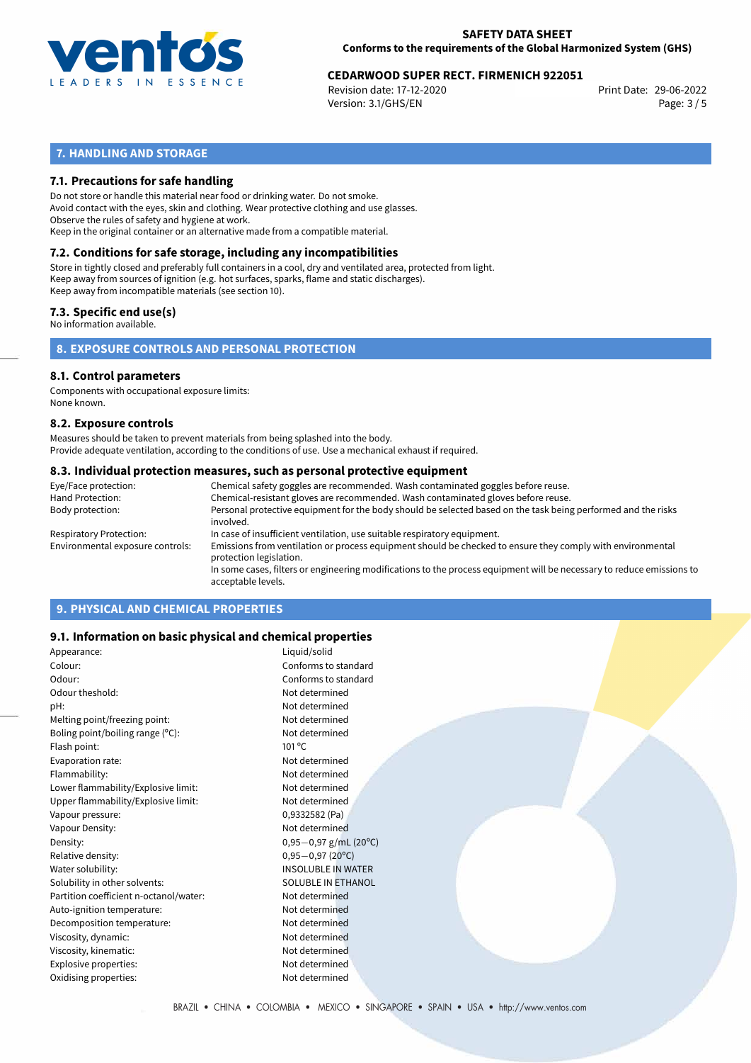## 7. HANDLING AND STORAGE

### 7.1. Precautions for safe handling

Do not store or handle this material near food or drinking water. Do not smoke.
Avoid contact with the eyes, skin and clothing. Wear protective clothing and use glasses.
Observe the rules of safety and hygiene at work.
Keep in the original container or an alternative made from a compatible material.

### 7.2. Conditions for safe storage, including any incompatibilities

Store in tightly closed and preferably full containers in a cool, dry and ventilated area, protected from light.
Keep away from sources of ignition (e.g. hot surfaces, sparks, flame and static discharges).
Keep away from incompatible materials (see section 10).

### 7.3. Specific end use(s)

No information available.

## 8. EXPOSURE CONTROLS AND PERSONAL PROTECTION

### 8.1. Control parameters

Components with occupational exposure limits:
None known.

### 8.2. Exposure controls

Measures should be taken to prevent materials from being splashed into the body.
Provide adequate ventilation, according to the conditions of use. Use a mechanical exhaust if required.

### 8.3. Individual protection measures, such as personal protective equipment

| | |
|---|---|
| Eye/Face protection: | Chemical safety goggles are recommended. Wash contaminated goggles before reuse. |
| Hand Protection: | Chemical-resistant gloves are recommended. Wash contaminated gloves before reuse. |
| Body protection: | Personal protective equipment for the body should be selected based on the task being performed and the risks involved. |
| Respiratory Protection: | In case of insufficient ventilation, use suitable respiratory equipment. |
| Environmental exposure controls: | Emissions from ventilation or process equipment should be checked to ensure they comply with environmental protection legislation.<br>In some cases, filters or engineering modifications to the process equipment will be necessary to reduce emissions to acceptable levels. |

## 9. PHYSICAL AND CHEMICAL PROPERTIES

### 9.1. Information on basic physical and chemical properties

| | |
|---|---|
| Appearance: | Liquid/solid |
| Colour: | Conforms to standard |
| Odour: | Conforms to standard |
| Odour theshold: | Not determined |
| pH: | Not determined |
| Melting point/freezing point: | Not determined |
| Boling point/boiling range (°C): | Not determined |
| Flash point: | 101 °C |
| Evaporation rate: | Not determined |
| Flammability: | Not determined |
| Lower flammability/Explosive limit: | Not determined |
| Upper flammability/Explosive limit: | Not determined |
| Vapour pressure: | 0,9332582 (Pa) |
| Vapour Density: | Not determined |
| Density: | 0,95−0,97 g/mL (20°C) |
| Relative density: | 0,95−0,97 (20°C) |
| Water solubility: | INSOLUBLE IN WATER |
| Solubility in other solvents: | SOLUBLE IN ETHANOL |
| Partition coefficient n-octanol/water: | Not determined |
| Auto-ignition temperature: | Not determined |
| Decomposition temperature: | Not determined |
| Viscosity, dynamic: | Not determined |
| Viscosity, kinematic: | Not determined |
| Explosive properties: | Not determined |
| Oxidising properties: | Not determined |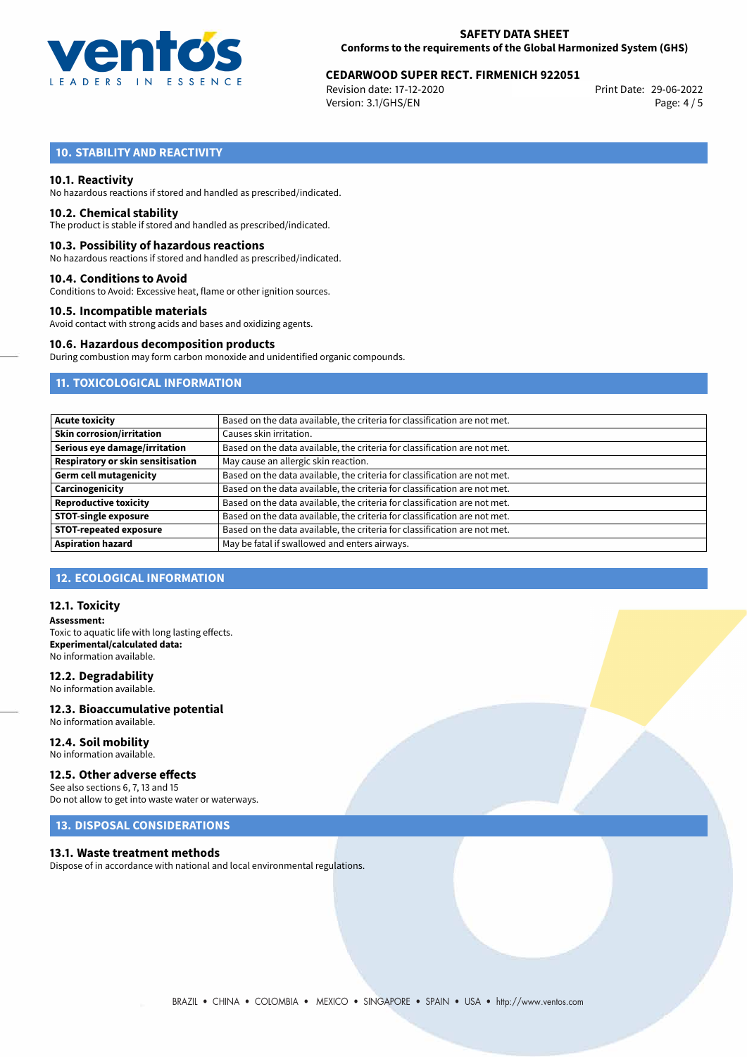## 10. STABILITY AND REACTIVITY

### 10.1. Reactivity

No hazardous reactions if stored and handled as prescribed/indicated.

### 10.2. Chemical stability

The product is stable if stored and handled as prescribed/indicated.

### 10.3. Possibility of hazardous reactions

No hazardous reactions if stored and handled as prescribed/indicated.

### 10.4. Conditions to Avoid

Conditions to Avoid: Excessive heat, flame or other ignition sources.

### 10.5. Incompatible materials

Avoid contact with strong acids and bases and oxidizing agents.

### 10.6. Hazardous decomposition products

During combustion may form carbon monoxide and unidentified organic compounds.

## 11. TOXICOLOGICAL INFORMATION

| | |
|---|---|
| **Acute toxicity** | Based on the data available, the criteria for classification are not met. |
| **Skin corrosion/irritation** | Causes skin irritation. |
| **Serious eye damage/irritation** | Based on the data available, the criteria for classification are not met. |
| **Respiratory or skin sensitisation** | May cause an allergic skin reaction. |
| **Germ cell mutagenicity** | Based on the data available, the criteria for classification are not met. |
| **Carcinogenicity** | Based on the data available, the criteria for classification are not met. |
| **Reproductive toxicity** | Based on the data available, the criteria for classification are not met. |
| **STOT-single exposure** | Based on the data available, the criteria for classification are not met. |
| **STOT-repeated exposure** | Based on the data available, the criteria for classification are not met. |
| **Aspiration hazard** | May be fatal if swallowed and enters airways. |

## 12. ECOLOGICAL INFORMATION

### 12.1. Toxicity

**Assessment:**
Toxic to aquatic life with long lasting effects.
**Experimental/calculated data:**
No information available.

### 12.2. Degradability

No information available.

### 12.3. Bioaccumulative potential

No information available.

### 12.4. Soil mobility

No information available.

### 12.5. Other adverse effects

See also sections 6, 7, 13 and 15
Do not allow to get into waste water or waterways.

## 13. DISPOSAL CONSIDERATIONS

### 13.1. Waste treatment methods

Dispose of in accordance with national and local environmental regulations.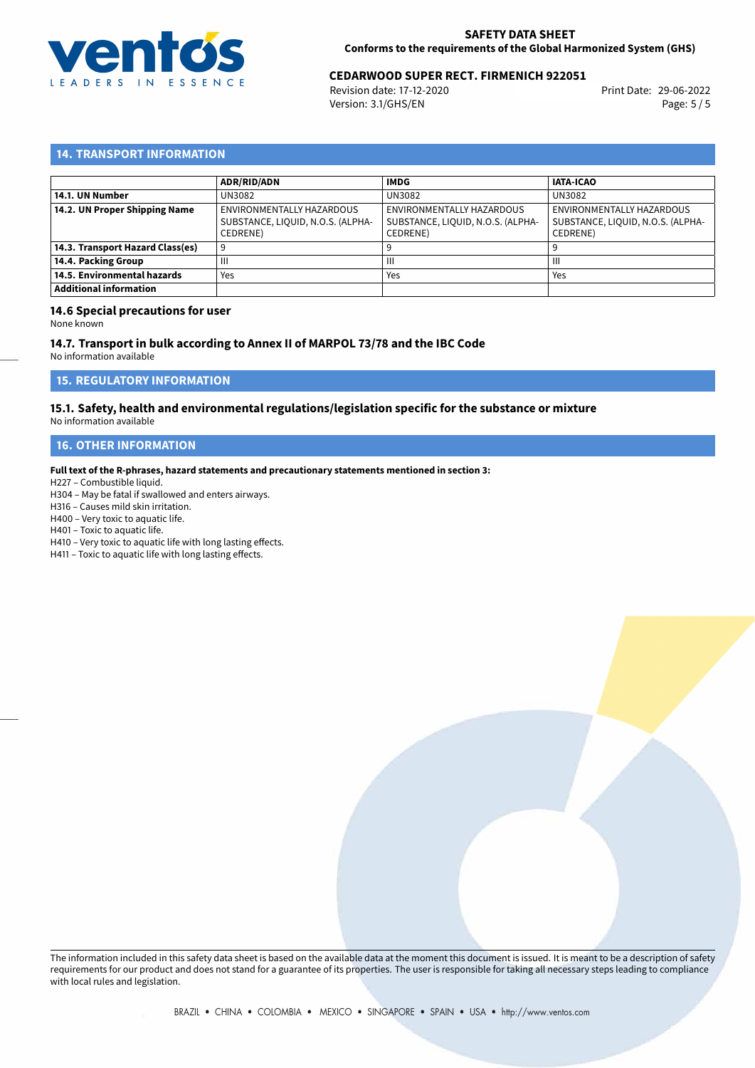## 14. TRANSPORT INFORMATION

| | ADR/RID/ADN | IMDG | IATA-ICAO |
|---|---|---|---|
| **14.1. UN Number** | UN3082 | UN3082 | UN3082 |
| **14.2. UN Proper Shipping Name** | ENVIRONMENTALLY HAZARDOUS SUBSTANCE, LIQUID, N.O.S. (ALPHA-CEDRENE) | ENVIRONMENTALLY HAZARDOUS SUBSTANCE, LIQUID, N.O.S. (ALPHA-CEDRENE) | ENVIRONMENTALLY HAZARDOUS SUBSTANCE, LIQUID, N.O.S. (ALPHA-CEDRENE) |
| **14.3. Transport Hazard Class(es)** | 9 | 9 | 9 |
| **14.4. Packing Group** | III | III | III |
| **14.5. Environmental hazards** | Yes | Yes | Yes |
| **Additional information** | | | |

### 14.6 Special precautions for user

None known

### 14.7. Transport in bulk according to Annex II of MARPOL 73/78 and the IBC Code

No information available

## 15. REGULATORY INFORMATION

### 15.1. Safety, health and environmental regulations/legislation specific for the substance or mixture

No information available

## 16. OTHER INFORMATION

**Full text of the R-phrases, hazard statements and precautionary statements mentioned in section 3:**

H227 – Combustible liquid.
H304 – May be fatal if swallowed and enters airways.
H316 – Causes mild skin irritation.
H400 – Very toxic to aquatic life.
H401 – Toxic to aquatic life.
H410 – Very toxic to aquatic life with long lasting effects.
H411 – Toxic to aquatic life with long lasting effects.

The information included in this safety data sheet is based on the available data at the moment this document is issued. It is meant to be a description of safety requirements for our product and does not stand for a guarantee of its properties. The user is responsible for taking all necessary steps leading to compliance with local rules and legislation.